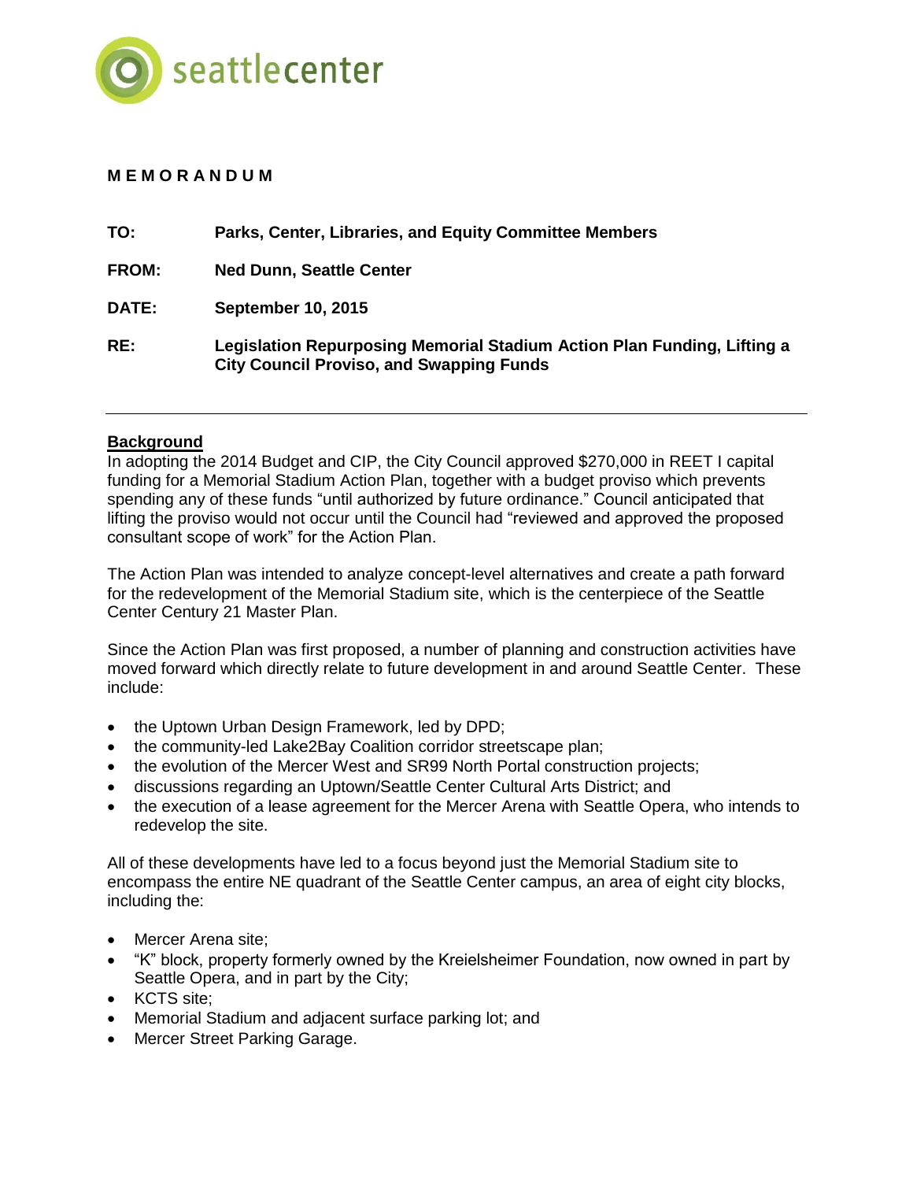seattlecenter

**M E M O R A N D U M**

**TO:** **Parks, Center, Libraries, and Equity Committee Members**

**FROM:** **Ned Dunn, Seattle Center**

**DATE:** **September 10, 2015**

**RE:** **Legislation Repurposing Memorial Stadium Action Plan Funding, Lifting a City Council Proviso, and Swapping Funds**

---

## Background

In adopting the 2014 Budget and CIP, the City Council approved $270,000 in REET I capital funding for a Memorial Stadium Action Plan, together with a budget proviso which prevents spending any of these funds "until authorized by future ordinance." Council anticipated that lifting the proviso would not occur until the Council had "reviewed and approved the proposed consultant scope of work" for the Action Plan.

The Action Plan was intended to analyze concept-level alternatives and create a path forward for the redevelopment of the Memorial Stadium site, which is the centerpiece of the Seattle Center Century 21 Master Plan.

Since the Action Plan was first proposed, a number of planning and construction activities have moved forward which directly relate to future development in and around Seattle Center. These include:

- the Uptown Urban Design Framework, led by DPD;
- the community-led Lake2Bay Coalition corridor streetscape plan;
- the evolution of the Mercer West and SR99 North Portal construction projects;
- discussions regarding an Uptown/Seattle Center Cultural Arts District; and
- the execution of a lease agreement for the Mercer Arena with Seattle Opera, who intends to redevelop the site.

All of these developments have led to a focus beyond just the Memorial Stadium site to encompass the entire NE quadrant of the Seattle Center campus, an area of eight city blocks, including the:

- Mercer Arena site;
- "K" block, property formerly owned by the Kreielsheimer Foundation, now owned in part by Seattle Opera, and in part by the City;
- KCTS site;
- Memorial Stadium and adjacent surface parking lot; and
- Mercer Street Parking Garage.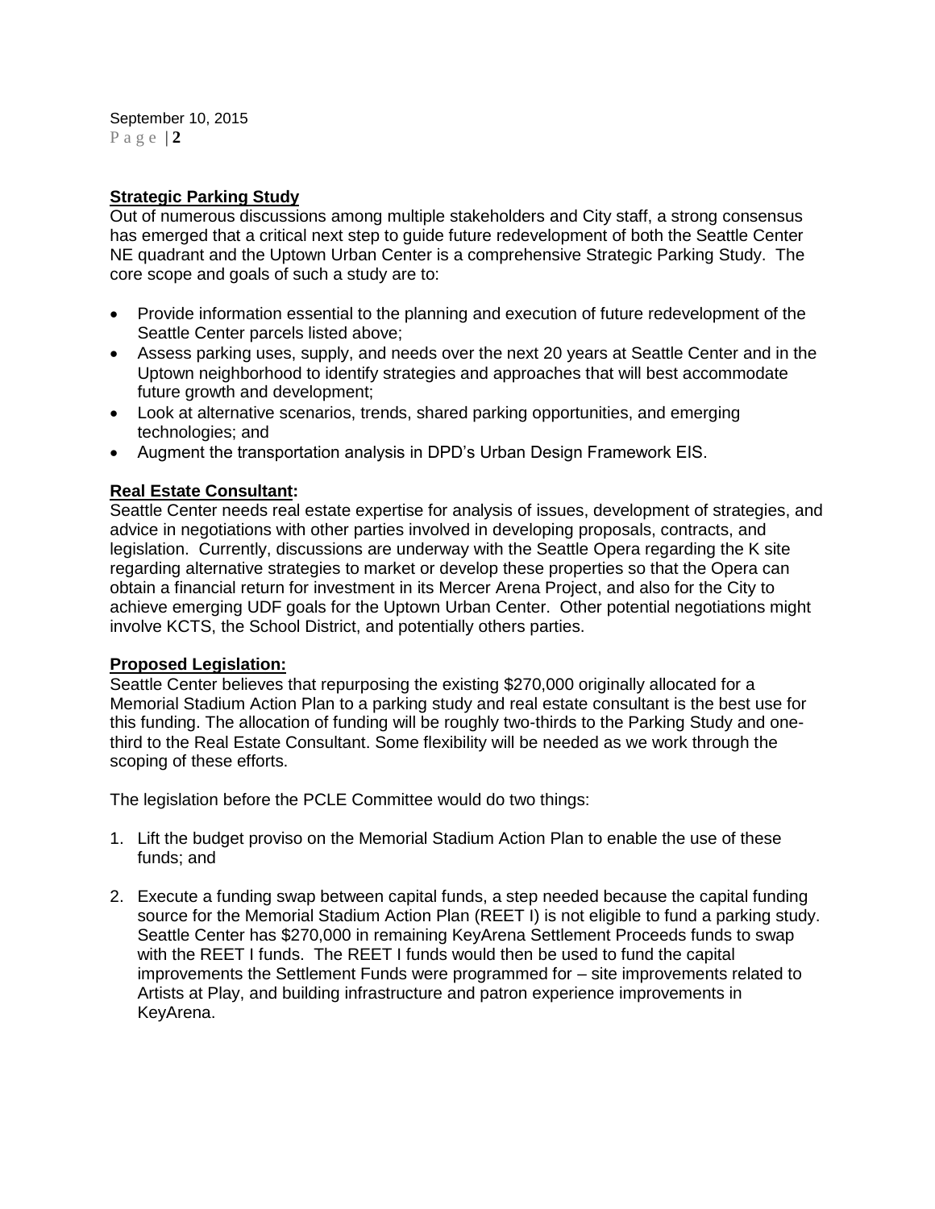**Strategic Parking Study**

Out of numerous discussions among multiple stakeholders and City staff, a strong consensus has emerged that a critical next step to guide future redevelopment of both the Seattle Center NE quadrant and the Uptown Urban Center is a comprehensive Strategic Parking Study. The core scope and goals of such a study are to:

- Provide information essential to the planning and execution of future redevelopment of the Seattle Center parcels listed above;
- Assess parking uses, supply, and needs over the next 20 years at Seattle Center and in the Uptown neighborhood to identify strategies and approaches that will best accommodate future growth and development;
- Look at alternative scenarios, trends, shared parking opportunities, and emerging technologies; and
- Augment the transportation analysis in DPD's Urban Design Framework EIS.

**Real Estate Consultant:**

Seattle Center needs real estate expertise for analysis of issues, development of strategies, and advice in negotiations with other parties involved in developing proposals, contracts, and legislation. Currently, discussions are underway with the Seattle Opera regarding the K site regarding alternative strategies to market or develop these properties so that the Opera can obtain a financial return for investment in its Mercer Arena Project, and also for the City to achieve emerging UDF goals for the Uptown Urban Center. Other potential negotiations might involve KCTS, the School District, and potentially others parties.

**Proposed Legislation:**

Seattle Center believes that repurposing the existing $270,000 originally allocated for a Memorial Stadium Action Plan to a parking study and real estate consultant is the best use for this funding. The allocation of funding will be roughly two-thirds to the Parking Study and one-third to the Real Estate Consultant. Some flexibility will be needed as we work through the scoping of these efforts.

The legislation before the PCLE Committee would do two things:

1. Lift the budget proviso on the Memorial Stadium Action Plan to enable the use of these funds; and

2. Execute a funding swap between capital funds, a step needed because the capital funding source for the Memorial Stadium Action Plan (REET I) is not eligible to fund a parking study. Seattle Center has $270,000 in remaining KeyArena Settlement Proceeds funds to swap with the REET I funds. The REET I funds would then be used to fund the capital improvements the Settlement Funds were programmed for – site improvements related to Artists at Play, and building infrastructure and patron experience improvements in KeyArena.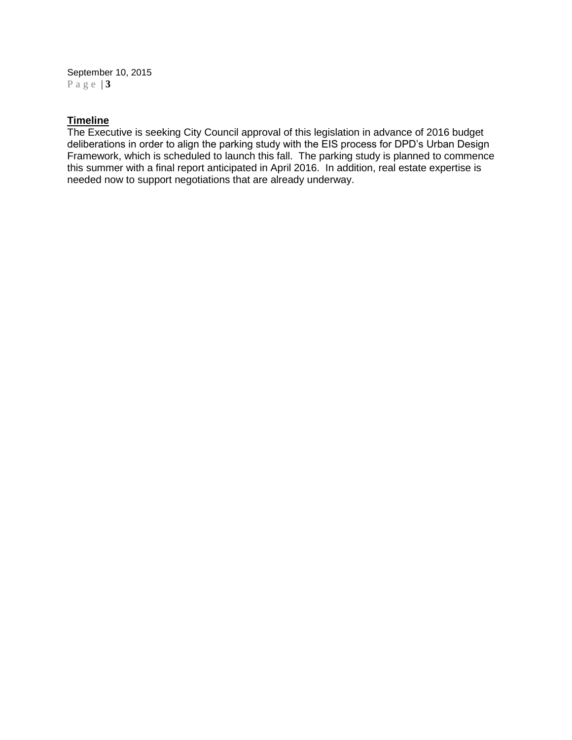**Timeline**

The Executive is seeking City Council approval of this legislation in advance of 2016 budget deliberations in order to align the parking study with the EIS process for DPD's Urban Design Framework, which is scheduled to launch this fall. The parking study is planned to commence this summer with a final report anticipated in April 2016. In addition, real estate expertise is needed now to support negotiations that are already underway.